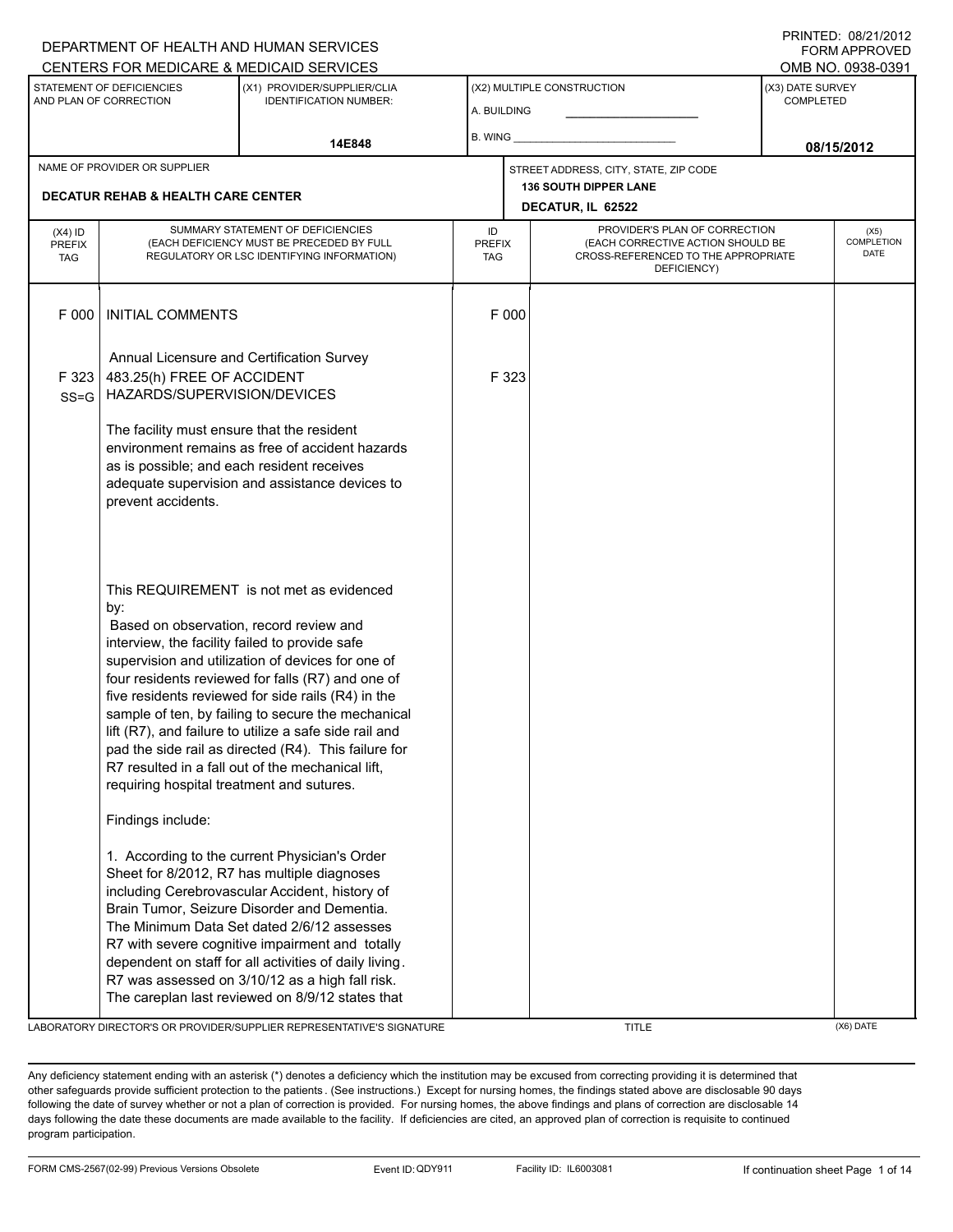DEPARTMENT OF HEALTH AND HUMAN SERVICES
CENTERS FOR MEDICARE & MEDICAID SERVICES

PRINTED: 08/21/2012
FORM APPROVED
OMB NO. 0938-0391

| STATEMENT OF DEFICIENCIES AND PLAN OF CORRECTION | (X1) PROVIDER/SUPPLIER/CLIA IDENTIFICATION NUMBER: | (X2) MULTIPLE CONSTRUCTION | (X3) DATE SURVEY COMPLETED |
|---|---|---|---|
| | 14E848 | A. BUILDING ______ B. WING ______ | 08/15/2012 |

| NAME OF PROVIDER OR SUPPLIER | STREET ADDRESS, CITY, STATE, ZIP CODE |
|---|---|
| DECATUR REHAB & HEALTH CARE CENTER | 136 SOUTH DIPPER LANE DECATUR, IL 62522 |

| (X4) ID PREFIX TAG | SUMMARY STATEMENT OF DEFICIENCIES (EACH DEFICIENCY MUST BE PRECEDED BY FULL REGULATORY OR LSC IDENTIFYING INFORMATION) | ID PREFIX TAG | PROVIDER'S PLAN OF CORRECTION (EACH CORRECTIVE ACTION SHOULD BE CROSS-REFERENCED TO THE APPROPRIATE DEFICIENCY) | (X5) COMPLETION DATE |
|---|---|---|---|---|
| F 000 | INITIAL COMMENTS | F 000 | | |
| | Annual Licensure and Certification Survey | | | |
| F 323 SS=G | 483.25(h) FREE OF ACCIDENT HAZARDS/SUPERVISION/DEVICES | F 323 | | |
| | The facility must ensure that the resident environment remains as free of accident hazards as is possible; and each resident receives adequate supervision and assistance devices to prevent accidents. | | | |
| | This REQUIREMENT is not met as evidenced by: Based on observation, record review and interview, the facility failed to provide safe supervision and utilization of devices for one of four residents reviewed for falls (R7) and one of five residents reviewed for side rails (R4) in the sample of ten, by failing to secure the mechanical lift (R7), and failure to utilize a safe side rail and pad the side rail as directed (R4). This failure for R7 resulted in a fall out of the mechanical lift, requiring hospital treatment and sutures. | | | |
| | Findings include: | | | |
| | 1. According to the current Physician's Order Sheet for 8/2012, R7 has multiple diagnoses including Cerebrovascular Accident, history of Brain Tumor, Seizure Disorder and Dementia. The Minimum Data Set dated 2/6/12 assesses R7 with severe cognitive impairment and totally dependent on staff for all activities of daily living. R7 was assessed on 3/10/12 as a high fall risk. The careplan last reviewed on 8/9/12 states that | | | |

LABORATORY DIRECTOR'S OR PROVIDER/SUPPLIER REPRESENTATIVE'S SIGNATURE | TITLE | (X6) DATE

Any deficiency statement ending with an asterisk (*) denotes a deficiency which the institution may be excused from correcting providing it is determined that other safeguards provide sufficient protection to the patients. (See instructions.) Except for nursing homes, the findings stated above are disclosable 90 days following the date of survey whether or not a plan of correction is provided. For nursing homes, the above findings and plans of correction are disclosable 14 days following the date these documents are made available to the facility. If deficiencies are cited, an approved plan of correction is requisite to continued program participation.

FORM CMS-2567(02-99) Previous Versions Obsolete | Event ID: QDY911 | Facility ID: IL6003081 | If continuation sheet Page 1 of 14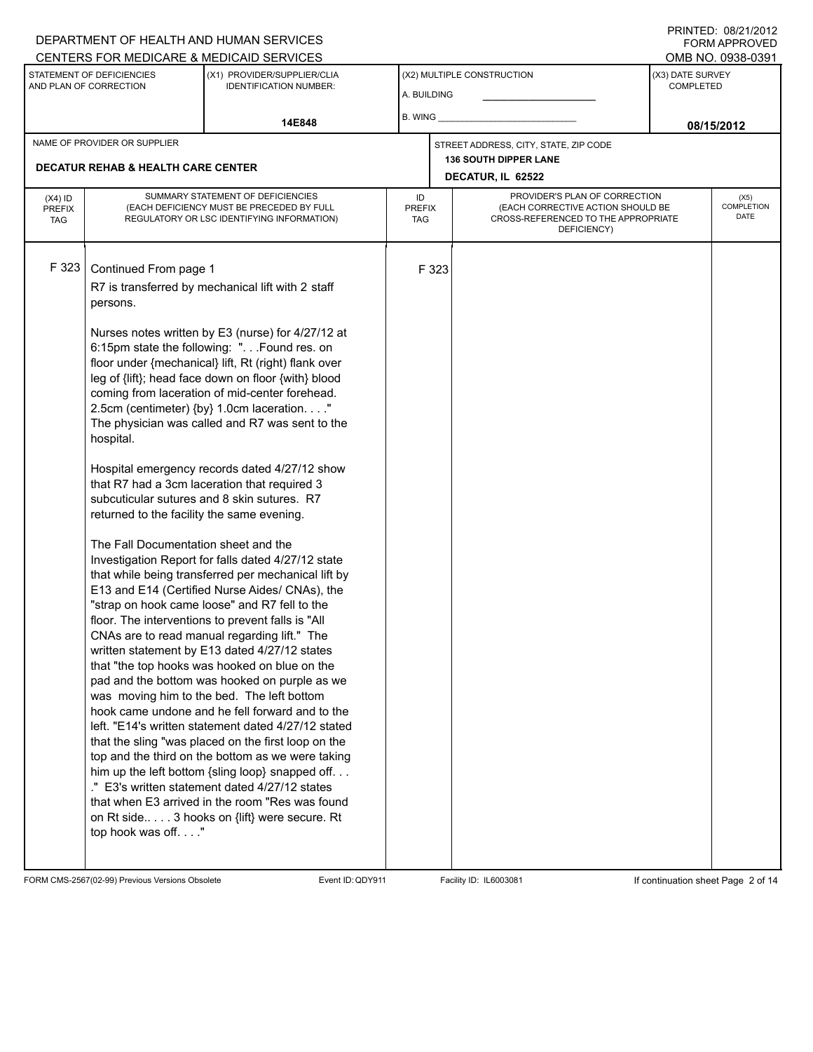DEPARTMENT OF HEALTH AND HUMAN SERVICES
CENTERS FOR MEDICARE & MEDICAID SERVICES

PRINTED: 08/21/2012
FORM APPROVED
OMB NO. 0938-0391

| STATEMENT OF DEFICIENCIES AND PLAN OF CORRECTION | (X1) PROVIDER/SUPPLIER/CLIA IDENTIFICATION NUMBER: | (X2) MULTIPLE CONSTRUCTION | (X3) DATE SURVEY COMPLETED |
|---|---|---|---|
| | 14E848 | A. BUILDING<br>B. WING | 08/15/2012 |

NAME OF PROVIDER OR SUPPLIER: **DECATUR REHAB & HEALTH CARE CENTER**

STREET ADDRESS, CITY, STATE, ZIP CODE: **136 SOUTH DIPPER LANE, DECATUR, IL 62522**

| (X4) ID PREFIX TAG | SUMMARY STATEMENT OF DEFICIENCIES (EACH DEFICIENCY MUST BE PRECEDED BY FULL REGULATORY OR LSC IDENTIFYING INFORMATION) | ID PREFIX TAG | PROVIDER'S PLAN OF CORRECTION (EACH CORRECTIVE ACTION SHOULD BE CROSS-REFERENCED TO THE APPROPRIATE DEFICIENCY) | (X5) COMPLETION DATE |
|---|---|---|---|---|
| F 323 | Continued From page 1 | F 323 | | |

R7 is transferred by mechanical lift with 2 staff persons.

Nurses notes written by E3 (nurse) for 4/27/12 at 6:15pm state the following: ". . .Found res. on floor under {mechanical} lift, Rt (right) flank over leg of {lift}; head face down on floor {with} blood coming from laceration of mid-center forehead. 2.5cm (centimeter) {by} 1.0cm laceration. . . ." The physician was called and R7 was sent to the hospital.

Hospital emergency records dated 4/27/12 show that R7 had a 3cm laceration that required 3 subcuticular sutures and 8 skin sutures. R7 returned to the facility the same evening.

The Fall Documentation sheet and the Investigation Report for falls dated 4/27/12 state that while being transferred per mechanical lift by E13 and E14 (Certified Nurse Aides/ CNAs), the "strap on hook came loose" and R7 fell to the floor. The interventions to prevent falls is "All CNAs are to read manual regarding lift." The written statement by E13 dated 4/27/12 states that "the top hooks was hooked on blue on the pad and the bottom was hooked on purple as we was moving him to the bed. The left bottom hook came undone and he fell forward and to the left. "E14's written statement dated 4/27/12 stated that the sling "was placed on the first loop on the top and the third on the bottom as we were taking him up the left bottom {sling loop} snapped off. . . ." E3's written statement dated 4/27/12 states that when E3 arrived in the room "Res was found on Rt side.. . . . 3 hooks on {lift} were secure. Rt top hook was off. . . ."

FORM CMS-2567(02-99) Previous Versions Obsolete Event ID: QDY911 Facility ID: IL6003081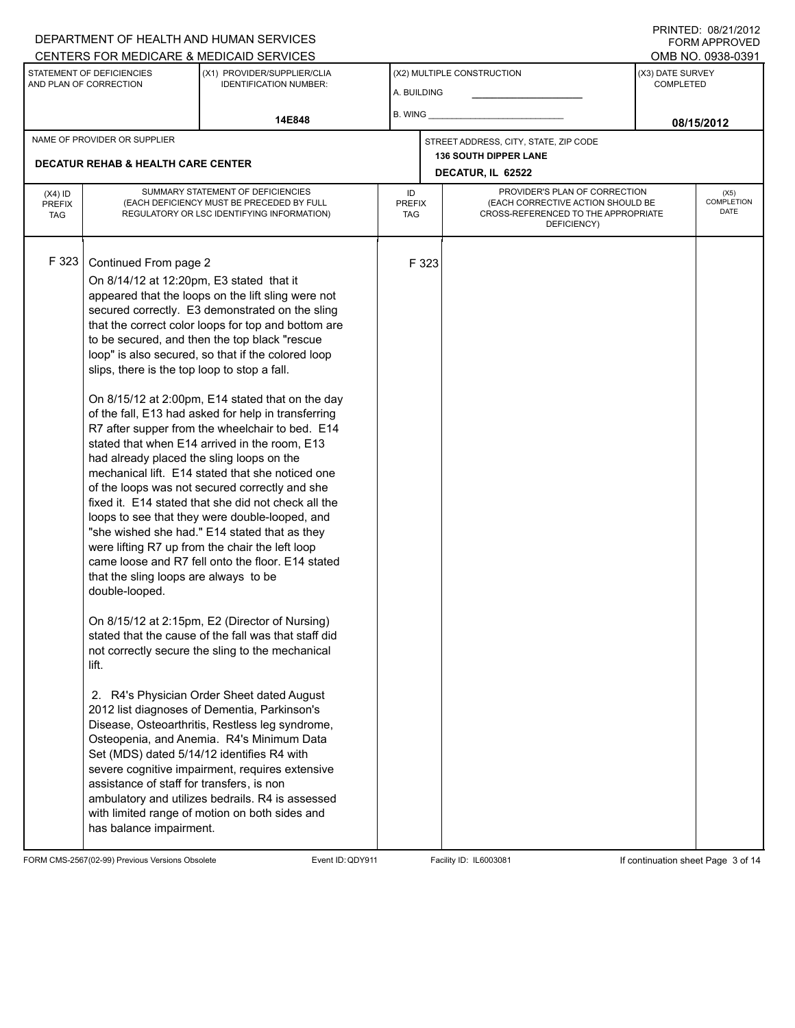DEPARTMENT OF HEALTH AND HUMAN SERVICES
CENTERS FOR MEDICARE & MEDICAID SERVICES

PRINTED: 08/21/2012
FORM APPROVED
OMB NO. 0938-0391

| STATEMENT OF DEFICIENCIES AND PLAN OF CORRECTION | (X1) PROVIDER/SUPPLIER/CLIA IDENTIFICATION NUMBER: | (X2) MULTIPLE CONSTRUCTION | (X3) DATE SURVEY COMPLETED |
|---|---|---|---|
| | 14E848 | A. BUILDING ______ B. WING ______ | 08/15/2012 |

| NAME OF PROVIDER OR SUPPLIER | STREET ADDRESS, CITY, STATE, ZIP CODE |
|---|---|
| DECATUR REHAB & HEALTH CARE CENTER | 136 SOUTH DIPPER LANE DECATUR, IL 62522 |

| (X4) ID PREFIX TAG | SUMMARY STATEMENT OF DEFICIENCIES (EACH DEFICIENCY MUST BE PRECEDED BY FULL REGULATORY OR LSC IDENTIFYING INFORMATION) | ID PREFIX TAG | PROVIDER'S PLAN OF CORRECTION (EACH CORRECTIVE ACTION SHOULD BE CROSS-REFERENCED TO THE APPROPRIATE DEFICIENCY) | (X5) COMPLETION DATE |
|---|---|---|---|---|
| F 323 | Continued From page 2 | F 323 | | |

On 8/14/12 at 12:20pm, E3 stated that it appeared that the loops on the lift sling were not secured correctly. E3 demonstrated on the sling that the correct color loops for top and bottom are to be secured, and then the top black "rescue loop" is also secured, so that if the colored loop slips, there is the top loop to stop a fall.

On 8/15/12 at 2:00pm, E14 stated that on the day of the fall, E13 had asked for help in transferring R7 after supper from the wheelchair to bed. E14 stated that when E14 arrived in the room, E13 had already placed the sling loops on the mechanical lift. E14 stated that she noticed one of the loops was not secured correctly and she fixed it. E14 stated that she did not check all the loops to see that they were double-looped, and "she wished she had." E14 stated that as they were lifting R7 up from the chair the left loop came loose and R7 fell onto the floor. E14 stated that the sling loops are always to be double-looped.

On 8/15/12 at 2:15pm, E2 (Director of Nursing) stated that the cause of the fall was that staff did not correctly secure the sling to the mechanical lift.

2. R4's Physician Order Sheet dated August 2012 list diagnoses of Dementia, Parkinson's Disease, Osteoarthritis, Restless leg syndrome, Osteopenia, and Anemia. R4's Minimum Data Set (MDS) dated 5/14/12 identifies R4 with severe cognitive impairment, requires extensive assistance of staff for transfers, is non ambulatory and utilizes bedrails. R4 is assessed with limited range of motion on both sides and has balance impairment.

FORM CMS-2567(02-99) Previous Versions Obsolete Event ID: QDY911 Facility ID: IL6003081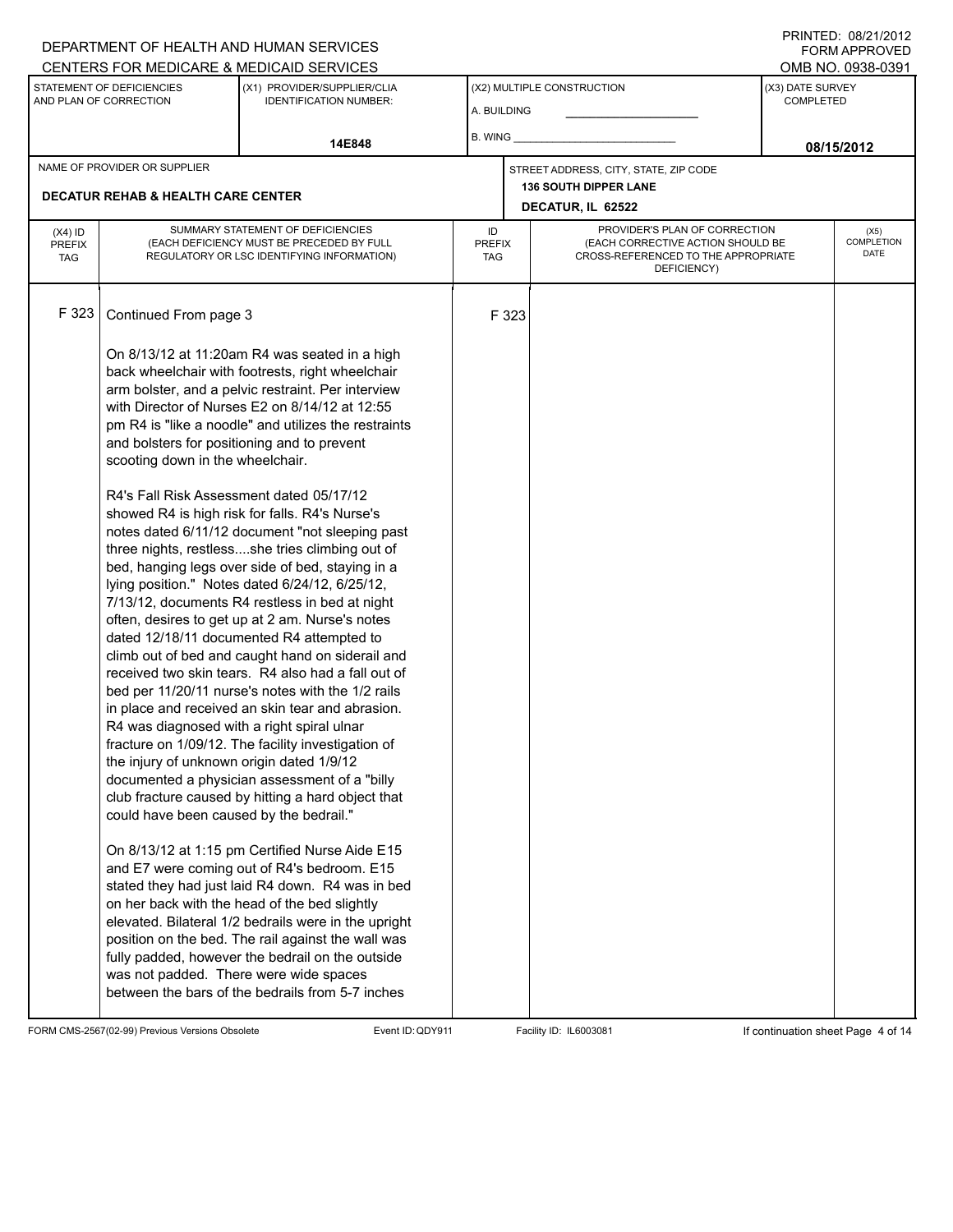DEPARTMENT OF HEALTH AND HUMAN SERVICES
CENTERS FOR MEDICARE & MEDICAID SERVICES

PRINTED: 08/21/2012
FORM APPROVED
OMB NO. 0938-0391

| STATEMENT OF DEFICIENCIES AND PLAN OF CORRECTION | (X1) PROVIDER/SUPPLIER/CLIA IDENTIFICATION NUMBER: | (X2) MULTIPLE CONSTRUCTION | (X3) DATE SURVEY COMPLETED |
|---|---|---|---|
| | 14E848 | A. BUILDING ___ B. WING ___ | 08/15/2012 |

| NAME OF PROVIDER OR SUPPLIER | STREET ADDRESS, CITY, STATE, ZIP CODE |
|---|---|
| DECATUR REHAB & HEALTH CARE CENTER | 136 SOUTH DIPPER LANE DECATUR, IL 62522 |

| (X4) ID PREFIX TAG | SUMMARY STATEMENT OF DEFICIENCIES (EACH DEFICIENCY MUST BE PRECEDED BY FULL REGULATORY OR LSC IDENTIFYING INFORMATION) | ID PREFIX TAG | PROVIDER'S PLAN OF CORRECTION (EACH CORRECTIVE ACTION SHOULD BE CROSS-REFERENCED TO THE APPROPRIATE DEFICIENCY) | (X5) COMPLETION DATE |
|---|---|---|---|---|
| F 323 | Continued From page 3 | F 323 | | |

On 8/13/12 at 11:20am R4 was seated in a high back wheelchair with footrests, right wheelchair arm bolster, and a pelvic restraint. Per interview with Director of Nurses E2 on 8/14/12 at 12:55 pm R4 is "like a noodle" and utilizes the restraints and bolsters for positioning and to prevent scooting down in the wheelchair.

R4's Fall Risk Assessment dated 05/17/12 showed R4 is high risk for falls. R4's Nurse's notes dated 6/11/12 document "not sleeping past three nights, restless....she tries climbing out of bed, hanging legs over side of bed, staying in a lying position." Notes dated 6/24/12, 6/25/12, 7/13/12, documents R4 restless in bed at night often, desires to get up at 2 am. Nurse's notes dated 12/18/11 documented R4 attempted to climb out of bed and caught hand on siderail and received two skin tears. R4 also had a fall out of bed per 11/20/11 nurse's notes with the 1/2 rails in place and received an skin tear and abrasion. R4 was diagnosed with a right spiral ulnar fracture on 1/09/12. The facility investigation of the injury of unknown origin dated 1/9/12 documented a physician assessment of a "billy club fracture caused by hitting a hard object that could have been caused by the bedrail."

On 8/13/12 at 1:15 pm Certified Nurse Aide E15 and E7 were coming out of R4's bedroom. E15 stated they had just laid R4 down. R4 was in bed on her back with the head of the bed slightly elevated. Bilateral 1/2 bedrails were in the upright position on the bed. The rail against the wall was fully padded, however the bedrail on the outside was not padded. There were wide spaces between the bars of the bedrails from 5-7 inches

FORM CMS-2567(02-99) Previous Versions Obsolete Event ID: QDY911 Facility ID: IL6003081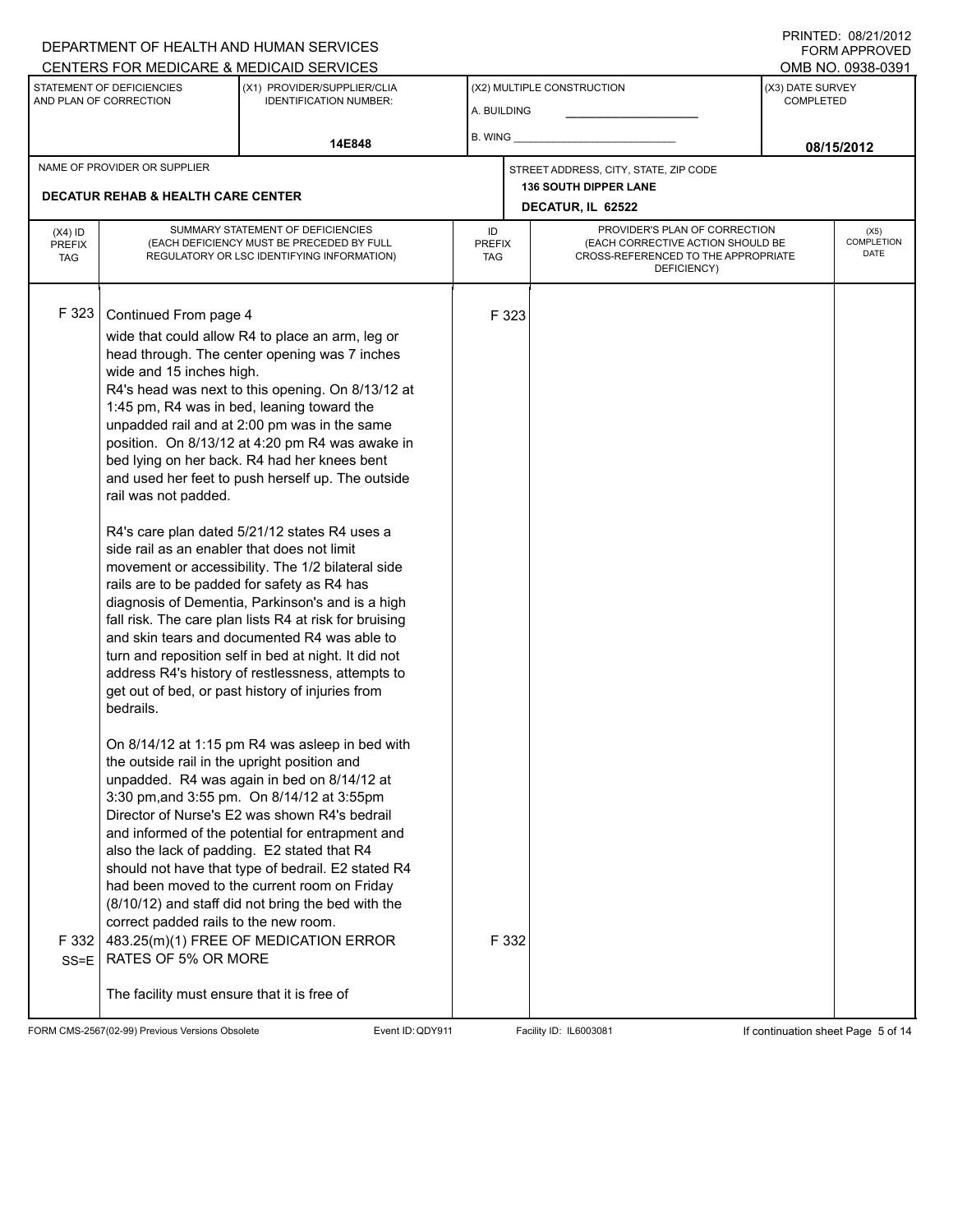DEPARTMENT OF HEALTH AND HUMAN SERVICES
CENTERS FOR MEDICARE & MEDICAID SERVICES

PRINTED: 08/21/2012
FORM APPROVED
OMB NO. 0938-0391

| STATEMENT OF DEFICIENCIES AND PLAN OF CORRECTION | (X1) PROVIDER/SUPPLIER/CLIA IDENTIFICATION NUMBER: | (X2) MULTIPLE CONSTRUCTION | (X3) DATE SURVEY COMPLETED |
|---|---|---|---|
| | 14E848 | A. BUILDING<br>B. WING | 08/15/2012 |

NAME OF PROVIDER OR SUPPLIER: **DECATUR REHAB & HEALTH CARE CENTER**

STREET ADDRESS, CITY, STATE, ZIP CODE: **136 SOUTH DIPPER LANE, DECATUR, IL 62522**

| (X4) ID PREFIX TAG | SUMMARY STATEMENT OF DEFICIENCIES (EACH DEFICIENCY MUST BE PRECEDED BY FULL REGULATORY OR LSC IDENTIFYING INFORMATION) | ID PREFIX TAG | PROVIDER'S PLAN OF CORRECTION (EACH CORRECTIVE ACTION SHOULD BE CROSS-REFERENCED TO THE APPROPRIATE DEFICIENCY) | (X5) COMPLETION DATE |
|---|---|---|---|---|
| F 323 | Continued From page 4<br>wide that could allow R4 to place an arm, leg or head through. The center opening was 7 inches wide and 15 inches high.<br>R4's head was next to this opening. On 8/13/12 at 1:45 pm, R4 was in bed, leaning toward the unpadded rail and at 2:00 pm was in the same position. On 8/13/12 at 4:20 pm R4 was awake in bed lying on her back. R4 had her knees bent and used her feet to push herself up. The outside rail was not padded.<br><br>R4's care plan dated 5/21/12 states R4 uses a side rail as an enabler that does not limit movement or accessibility. The 1/2 bilateral side rails are to be padded for safety as R4 has diagnosis of Dementia, Parkinson's and is a high fall risk. The care plan lists R4 at risk for bruising and skin tears and documented R4 was able to turn and reposition self in bed at night. It did not address R4's history of restlessness, attempts to get out of bed, or past history of injuries from bedrails.<br><br>On 8/14/12 at 1:15 pm R4 was asleep in bed with the outside rail in the upright position and unpadded. R4 was again in bed on 8/14/12 at 3:30 pm,and 3:55 pm. On 8/14/12 at 3:55pm Director of Nurse's E2 was shown R4's bedrail and informed of the potential for entrapment and also the lack of padding. E2 stated that R4 should not have that type of bedrail. E2 stated R4 had been moved to the current room on Friday (8/10/12) and staff did not bring the bed with the correct padded rails to the new room. | F 323 | | |
| F 332<br>SS=E | 483.25(m)(1) FREE OF MEDICATION ERROR RATES OF 5% OR MORE<br><br>The facility must ensure that it is free of | F 332 | | |

FORM CMS-2567(02-99) Previous Versions Obsolete | Event ID: QDY911 | Facility ID: IL6003081 | If continuation sheet Page 5 of 14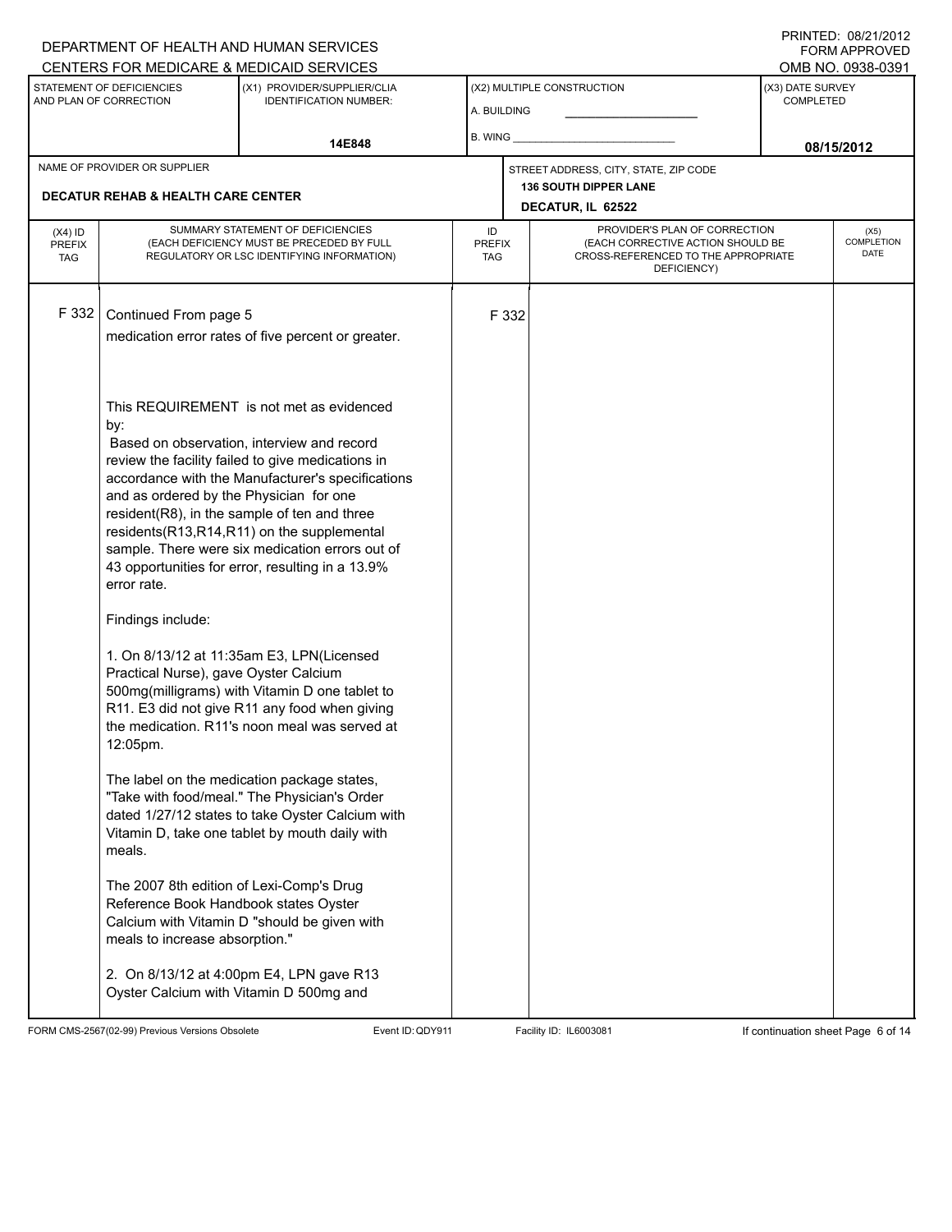DEPARTMENT OF HEALTH AND HUMAN SERVICES
CENTERS FOR MEDICARE & MEDICAID SERVICES

PRINTED: 08/21/2012
FORM APPROVED
OMB NO. 0938-0391

| STATEMENT OF DEFICIENCIES AND PLAN OF CORRECTION | (X1) PROVIDER/SUPPLIER/CLIA IDENTIFICATION NUMBER: | (X2) MULTIPLE CONSTRUCTION | (X3) DATE SURVEY COMPLETED |
|---|---|---|---|
| | 14E848 | A. BUILDING ___ B. WING ___ | 08/15/2012 |

NAME OF PROVIDER OR SUPPLIER: **DECATUR REHAB & HEALTH CARE CENTER**

STREET ADDRESS, CITY, STATE, ZIP CODE: **136 SOUTH DIPPER LANE, DECATUR, IL 62522**

| (X4) ID PREFIX TAG | SUMMARY STATEMENT OF DEFICIENCIES (EACH DEFICIENCY MUST BE PRECEDED BY FULL REGULATORY OR LSC IDENTIFYING INFORMATION) | ID PREFIX TAG | PROVIDER'S PLAN OF CORRECTION (EACH CORRECTIVE ACTION SHOULD BE CROSS-REFERENCED TO THE APPROPRIATE DEFICIENCY) | (X5) COMPLETION DATE |
|---|---|---|---|---|
| F 332 | Continued From page 5 | F 332 | | |

medication error rates of five percent or greater.

This REQUIREMENT is not met as evidenced by:

Based on observation, interview and record review the facility failed to give medications in accordance with the Manufacturer's specifications and as ordered by the Physician for one resident(R8), in the sample of ten and three residents(R13,R14,R11) on the supplemental sample. There were six medication errors out of 43 opportunities for error, resulting in a 13.9% error rate.

Findings include:

1. On 8/13/12 at 11:35am E3, LPN(Licensed Practical Nurse), gave Oyster Calcium 500mg(milligrams) with Vitamin D one tablet to R11. E3 did not give R11 any food when giving the medication. R11's noon meal was served at 12:05pm.

The label on the medication package states, "Take with food/meal." The Physician's Order dated 1/27/12 states to take Oyster Calcium with Vitamin D, take one tablet by mouth daily with meals.

The 2007 8th edition of Lexi-Comp's Drug Reference Book Handbook states Oyster Calcium with Vitamin D "should be given with meals to increase absorption."

2. On 8/13/12 at 4:00pm E4, LPN gave R13 Oyster Calcium with Vitamin D 500mg and

FORM CMS-2567(02-99) Previous Versions Obsolete | Event ID: QDY911 | Facility ID: IL6003081 | If continuation sheet Page 6 of 14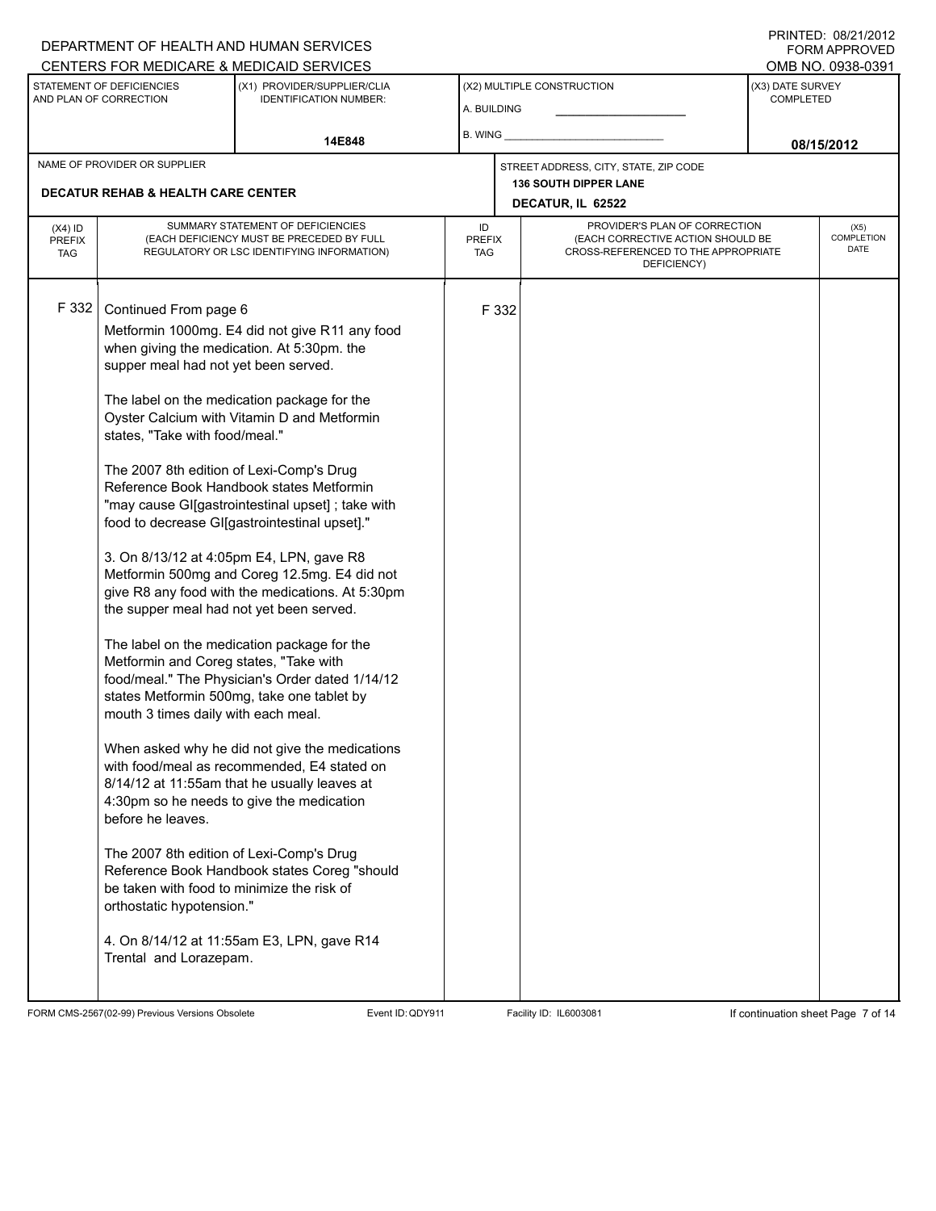DEPARTMENT OF HEALTH AND HUMAN SERVICES
CENTERS FOR MEDICARE & MEDICAID SERVICES

PRINTED: 08/21/2012
FORM APPROVED
OMB NO. 0938-0391

| STATEMENT OF DEFICIENCIES AND PLAN OF CORRECTION | (X1) PROVIDER/SUPPLIER/CLIA IDENTIFICATION NUMBER: | (X2) MULTIPLE CONSTRUCTION | (X3) DATE SURVEY COMPLETED |
|---|---|---|---|
| | 14E848 | A. BUILDING<br>B. WING | 08/15/2012 |

| NAME OF PROVIDER OR SUPPLIER | STREET ADDRESS, CITY, STATE, ZIP CODE |
|---|---|
| DECATUR REHAB & HEALTH CARE CENTER | 136 SOUTH DIPPER LANE<br>DECATUR, IL 62522 |

| (X4) ID PREFIX TAG | SUMMARY STATEMENT OF DEFICIENCIES (EACH DEFICIENCY MUST BE PRECEDED BY FULL REGULATORY OR LSC IDENTIFYING INFORMATION) | ID PREFIX TAG | PROVIDER'S PLAN OF CORRECTION (EACH CORRECTIVE ACTION SHOULD BE CROSS-REFERENCED TO THE APPROPRIATE DEFICIENCY) | (X5) COMPLETION DATE |
|---|---|---|---|---|
| F 332 | Continued From page 6 | F 332 | | |

Metformin 1000mg. E4 did not give R11 any food when giving the medication. At 5:30pm. the supper meal had not yet been served.

The label on the medication package for the Oyster Calcium with Vitamin D and Metformin states, "Take with food/meal."

The 2007 8th edition of Lexi-Comp's Drug Reference Book Handbook states Metformin "may cause GI[gastrointestinal upset] ; take with food to decrease GI[gastrointestinal upset]."

3. On 8/13/12 at 4:05pm E4, LPN, gave R8 Metformin 500mg and Coreg 12.5mg. E4 did not give R8 any food with the medications. At 5:30pm the supper meal had not yet been served.

The label on the medication package for the Metformin and Coreg states, "Take with food/meal." The Physician's Order dated 1/14/12 states Metformin 500mg, take one tablet by mouth 3 times daily with each meal.

When asked why he did not give the medications with food/meal as recommended, E4 stated on 8/14/12 at 11:55am that he usually leaves at 4:30pm so he needs to give the medication before he leaves.

The 2007 8th edition of Lexi-Comp's Drug Reference Book Handbook states Coreg "should be taken with food to minimize the risk of orthostatic hypotension."

4. On 8/14/12 at 11:55am E3, LPN, gave R14 Trental and Lorazepam.

FORM CMS-2567(02-99) Previous Versions Obsolete | Event ID: QDY911 | Facility ID: IL6003081 | If continuation sheet Page 7 of 14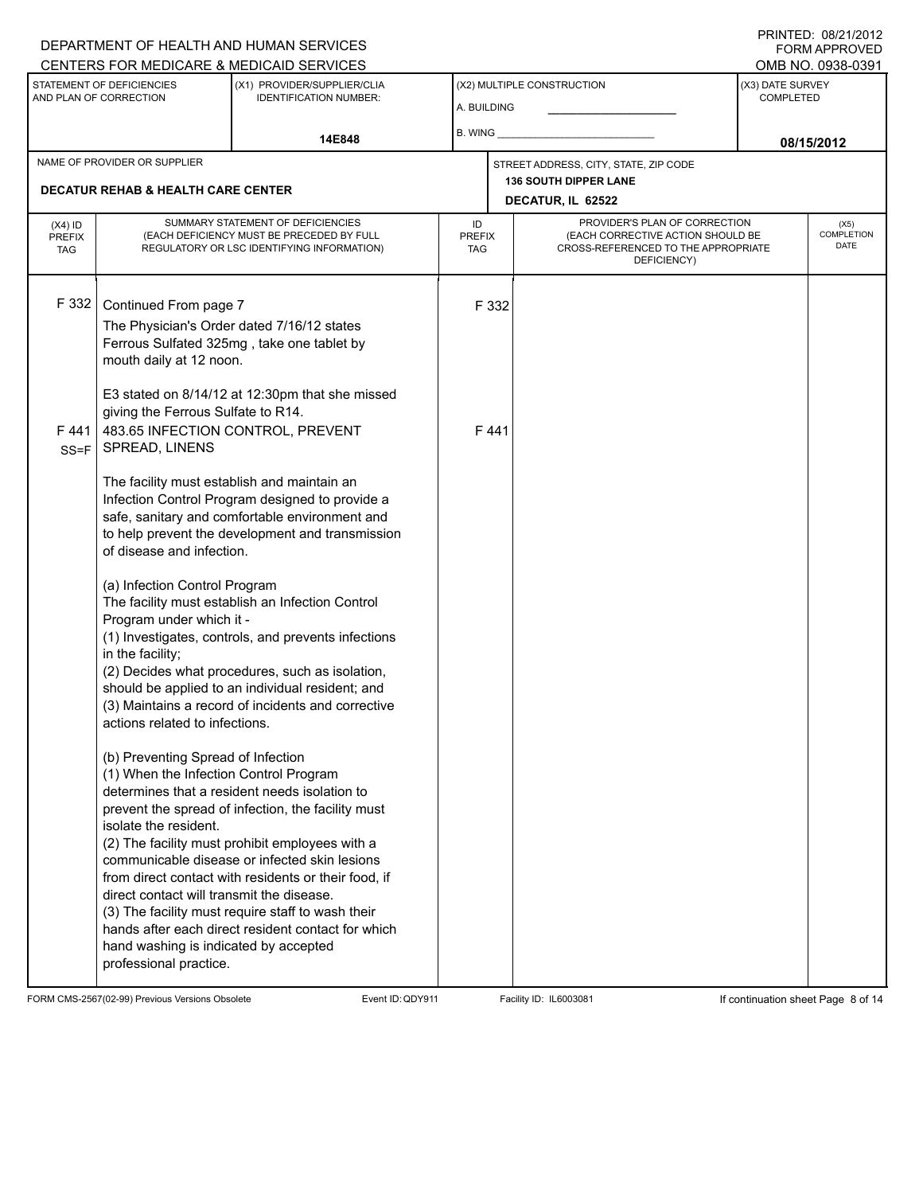DEPARTMENT OF HEALTH AND HUMAN SERVICES
CENTERS FOR MEDICARE & MEDICAID SERVICES

PRINTED: 08/21/2012
FORM APPROVED
OMB NO. 0938-0391

| STATEMENT OF DEFICIENCIES AND PLAN OF CORRECTION | (X1) PROVIDER/SUPPLIER/CLIA IDENTIFICATION NUMBER: | (X2) MULTIPLE CONSTRUCTION | (X3) DATE SURVEY COMPLETED |
|---|---|---|---|
| | 14E848 | A. BUILDING ___ B. WING ___ | 08/15/2012 |

| NAME OF PROVIDER OR SUPPLIER | STREET ADDRESS, CITY, STATE, ZIP CODE |
|---|---|
| DECATUR REHAB & HEALTH CARE CENTER | 136 SOUTH DIPPER LANE DECATUR, IL 62522 |

| (X4) ID PREFIX TAG | SUMMARY STATEMENT OF DEFICIENCIES (EACH DEFICIENCY MUST BE PRECEDED BY FULL REGULATORY OR LSC IDENTIFYING INFORMATION) | ID PREFIX TAG | PROVIDER'S PLAN OF CORRECTION (EACH CORRECTIVE ACTION SHOULD BE CROSS-REFERENCED TO THE APPROPRIATE DEFICIENCY) | (X5) COMPLETION DATE |
|---|---|---|---|---|
| F 332 | Continued From page 7<br>The Physician's Order dated 7/16/12 states Ferrous Sulfated 325mg , take one tablet by mouth daily at 12 noon.<br><br>E3 stated on 8/14/12 at 12:30pm that she missed giving the Ferrous Sulfate to R14. | F 332 | | |
| F 441 SS=F | 483.65 INFECTION CONTROL, PREVENT SPREAD, LINENS<br><br>The facility must establish and maintain an Infection Control Program designed to provide a safe, sanitary and comfortable environment and to help prevent the development and transmission of disease and infection.<br><br>(a) Infection Control Program<br>The facility must establish an Infection Control Program under which it -<br>(1) Investigates, controls, and prevents infections in the facility;<br>(2) Decides what procedures, such as isolation, should be applied to an individual resident; and<br>(3) Maintains a record of incidents and corrective actions related to infections.<br><br>(b) Preventing Spread of Infection<br>(1) When the Infection Control Program determines that a resident needs isolation to prevent the spread of infection, the facility must isolate the resident.<br>(2) The facility must prohibit employees with a communicable disease or infected skin lesions from direct contact with residents or their food, if direct contact will transmit the disease.<br>(3) The facility must require staff to wash their hands after each direct resident contact for which hand washing is indicated by accepted professional practice. | F 441 | | |

FORM CMS-2567(02-99) Previous Versions Obsolete Event ID: QDY911 Facility ID: IL6003081 If continuation sheet Page 8 of 14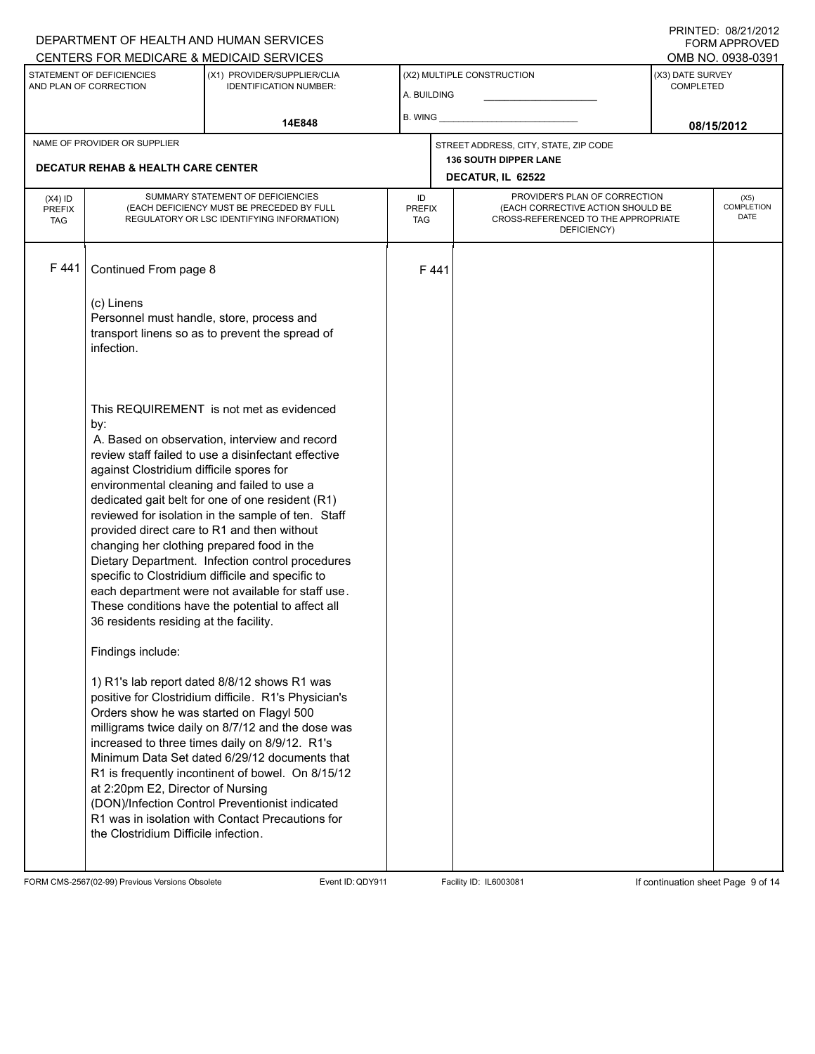DEPARTMENT OF HEALTH AND HUMAN SERVICES
CENTERS FOR MEDICARE & MEDICAID SERVICES

PRINTED: 08/21/2012
FORM APPROVED
OMB NO. 0938-0391

| STATEMENT OF DEFICIENCIES AND PLAN OF CORRECTION | (X1) PROVIDER/SUPPLIER/CLIA IDENTIFICATION NUMBER: | (X2) MULTIPLE CONSTRUCTION | (X3) DATE SURVEY COMPLETED |
|---|---|---|---|
| | 14E848 | A. BUILDING<br>B. WING | 08/15/2012 |

| NAME OF PROVIDER OR SUPPLIER | STREET ADDRESS, CITY, STATE, ZIP CODE |
|---|---|
| DECATUR REHAB & HEALTH CARE CENTER | 136 SOUTH DIPPER LANE<br>DECATUR, IL 62522 |

| (X4) ID PREFIX TAG | SUMMARY STATEMENT OF DEFICIENCIES (EACH DEFICIENCY MUST BE PRECEDED BY FULL REGULATORY OR LSC IDENTIFYING INFORMATION) | ID PREFIX TAG | PROVIDER'S PLAN OF CORRECTION (EACH CORRECTIVE ACTION SHOULD BE CROSS-REFERENCED TO THE APPROPRIATE DEFICIENCY) | (X5) COMPLETION DATE |
|---|---|---|---|---|
| F 441 | Continued From page 8 | F 441 | | |

(c) Linens
Personnel must handle, store, process and transport linens so as to prevent the spread of infection.

This REQUIREMENT is not met as evidenced by:
A. Based on observation, interview and record review staff failed to use a disinfectant effective against Clostridium difficile spores for environmental cleaning and failed to use a dedicated gait belt for one of one resident (R1) reviewed for isolation in the sample of ten. Staff provided direct care to R1 and then without changing her clothing prepared food in the Dietary Department. Infection control procedures specific to Clostridium difficile and specific to each department were not available for staff use. These conditions have the potential to affect all 36 residents residing at the facility.

Findings include:

1) R1's lab report dated 8/8/12 shows R1 was positive for Clostridium difficile. R1's Physician's Orders show he was started on Flagyl 500 milligrams twice daily on 8/7/12 and the dose was increased to three times daily on 8/9/12. R1's Minimum Data Set dated 6/29/12 documents that R1 is frequently incontinent of bowel. On 8/15/12 at 2:20pm E2, Director of Nursing (DON)/Infection Control Preventionist indicated R1 was in isolation with Contact Precautions for the Clostridium Difficile infection.

FORM CMS-2567(02-99) Previous Versions Obsolete Event ID: QDY911 Facility ID: IL6003081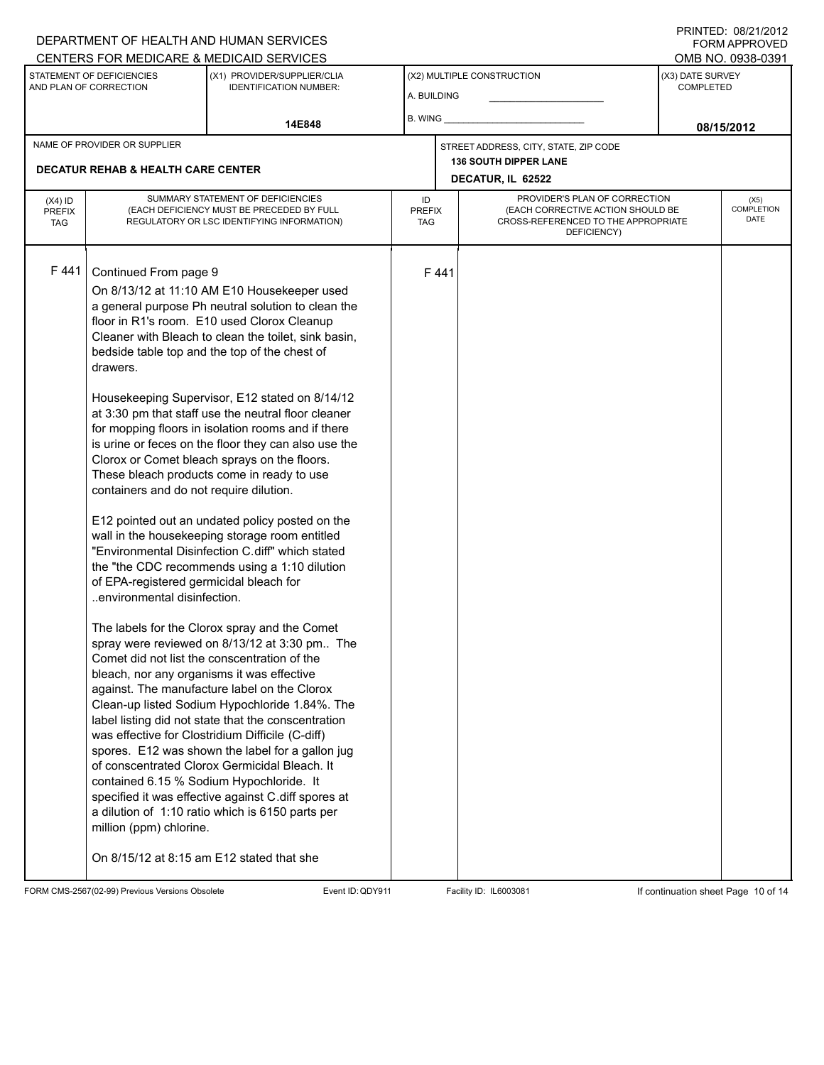DEPARTMENT OF HEALTH AND HUMAN SERVICES
CENTERS FOR MEDICARE & MEDICAID SERVICES

PRINTED: 08/21/2012
FORM APPROVED
OMB NO. 0938-0391

| STATEMENT OF DEFICIENCIES AND PLAN OF CORRECTION | (X1) PROVIDER/SUPPLIER/CLIA IDENTIFICATION NUMBER: | (X2) MULTIPLE CONSTRUCTION | (X3) DATE SURVEY COMPLETED |
|---|---|---|---|
| | 14E848 | A. BUILDING ___ B. WING ___ | 08/15/2012 |

NAME OF PROVIDER OR SUPPLIER: **DECATUR REHAB & HEALTH CARE CENTER**

STREET ADDRESS, CITY, STATE, ZIP CODE: **136 SOUTH DIPPER LANE, DECATUR, IL 62522**

| (X4) ID PREFIX TAG | SUMMARY STATEMENT OF DEFICIENCIES (EACH DEFICIENCY MUST BE PRECEDED BY FULL REGULATORY OR LSC IDENTIFYING INFORMATION) | ID PREFIX TAG | PROVIDER'S PLAN OF CORRECTION (EACH CORRECTIVE ACTION SHOULD BE CROSS-REFERENCED TO THE APPROPRIATE DEFICIENCY) | (X5) COMPLETION DATE |
|---|---|---|---|---|
| F 441 | Continued From page 9 | F 441 | | |

On 8/13/12 at 11:10 AM E10 Housekeeper used a general purpose Ph neutral solution to clean the floor in R1's room. E10 used Clorox Cleanup Cleaner with Bleach to clean the toilet, sink basin, bedside table top and the top of the chest of drawers.

Housekeeping Supervisor, E12 stated on 8/14/12 at 3:30 pm that staff use the neutral floor cleaner for mopping floors in isolation rooms and if there is urine or feces on the floor they can also use the Clorox or Comet bleach sprays on the floors. These bleach products come in ready to use containers and do not require dilution.

E12 pointed out an undated policy posted on the wall in the housekeeping storage room entitled "Environmental Disinfection C.diff" which stated the "the CDC recommends using a 1:10 dilution of EPA-registered germicidal bleach for ..environmental disinfection.

The labels for the Clorox spray and the Comet spray were reviewed on 8/13/12 at 3:30 pm.. The Comet did not list the conscentration of the bleach, nor any organisms it was effective against. The manufacture label on the Clorox Clean-up listed Sodium Hypochloride 1.84%. The label listing did not state that the concentration was effective for Clostridium Difficile (C-diff) spores. E12 was shown the label for a gallon jug of conscentrated Clorox Germicidal Bleach. It contained 6.15 % Sodium Hypochloride. It specified it was effective against C.diff spores at a dilution of 1:10 ratio which is 6150 parts per million (ppm) chlorine.

On 8/15/12 at 8:15 am E12 stated that she

FORM CMS-2567(02-99) Previous Versions Obsolete | Event ID: QDY911 | Facility ID: IL6003081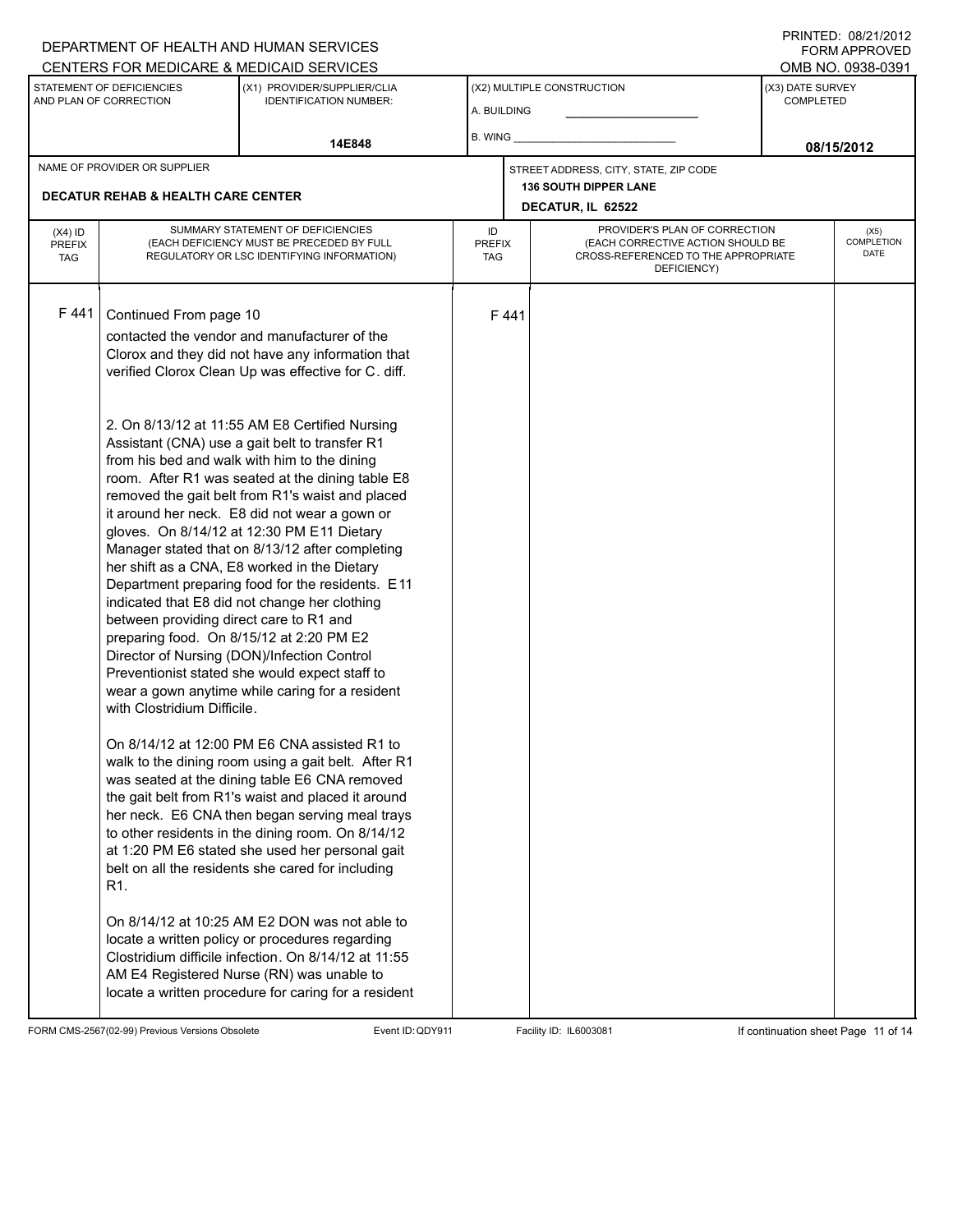DEPARTMENT OF HEALTH AND HUMAN SERVICES
CENTERS FOR MEDICARE & MEDICAID SERVICES

PRINTED: 08/21/2012
FORM APPROVED
OMB NO. 0938-0391

| STATEMENT OF DEFICIENCIES AND PLAN OF CORRECTION | (X1) PROVIDER/SUPPLIER/CLIA IDENTIFICATION NUMBER: | (X2) MULTIPLE CONSTRUCTION | (X3) DATE SURVEY COMPLETED |
|---|---|---|---|
| | 14E848 | A. BUILDING<br>B. WING | 08/15/2012 |

| NAME OF PROVIDER OR SUPPLIER | STREET ADDRESS, CITY, STATE, ZIP CODE |
|---|---|
| DECATUR REHAB & HEALTH CARE CENTER | 136 SOUTH DIPPER LANE<br>DECATUR, IL 62522 |

| (X4) ID PREFIX TAG | SUMMARY STATEMENT OF DEFICIENCIES (EACH DEFICIENCY MUST BE PRECEDED BY FULL REGULATORY OR LSC IDENTIFYING INFORMATION) | ID PREFIX TAG | PROVIDER'S PLAN OF CORRECTION (EACH CORRECTIVE ACTION SHOULD BE CROSS-REFERENCED TO THE APPROPRIATE DEFICIENCY) | (X5) COMPLETION DATE |
|---|---|---|---|---|
| F 441 | Continued From page 10<br>contacted the vendor and manufacturer of the Clorox and they did not have any information that verified Clorox Clean Up was effective for C. diff.<br><br>2. On 8/13/12 at 11:55 AM E8 Certified Nursing Assistant (CNA) use a gait belt to transfer R1 from his bed and walk with him to the dining room. After R1 was seated at the dining table E8 removed the gait belt from R1's waist and placed it around her neck. E8 did not wear a gown or gloves. On 8/14/12 at 12:30 PM E11 Dietary Manager stated that on 8/13/12 after completing her shift as a CNA, E8 worked in the Dietary Department preparing food for the residents. E11 indicated that E8 did not change her clothing between providing direct care to R1 and preparing food. On 8/15/12 at 2:20 PM E2 Director of Nursing (DON)/Infection Control Preventionist stated she would expect staff to wear a gown anytime while caring for a resident with Clostridium Difficile.<br><br>On 8/14/12 at 12:00 PM E6 CNA assisted R1 to walk to the dining room using a gait belt. After R1 was seated at the dining table E6 CNA removed the gait belt from R1's waist and placed it around her neck. E6 CNA then began serving meal trays to other residents in the dining room. On 8/14/12 at 1:20 PM E6 stated she used her personal gait belt on all the residents she cared for including R1.<br><br>On 8/14/12 at 10:25 AM E2 DON was not able to locate a written policy or procedures regarding Clostridium difficile infection. On 8/14/12 at 11:55 AM E4 Registered Nurse (RN) was unable to locate a written procedure for caring for a resident | F 441 | | |

FORM CMS-2567(02-99) Previous Versions Obsolete Event ID: QDY911 Facility ID: IL6003081 If continuation sheet Page 11 of 14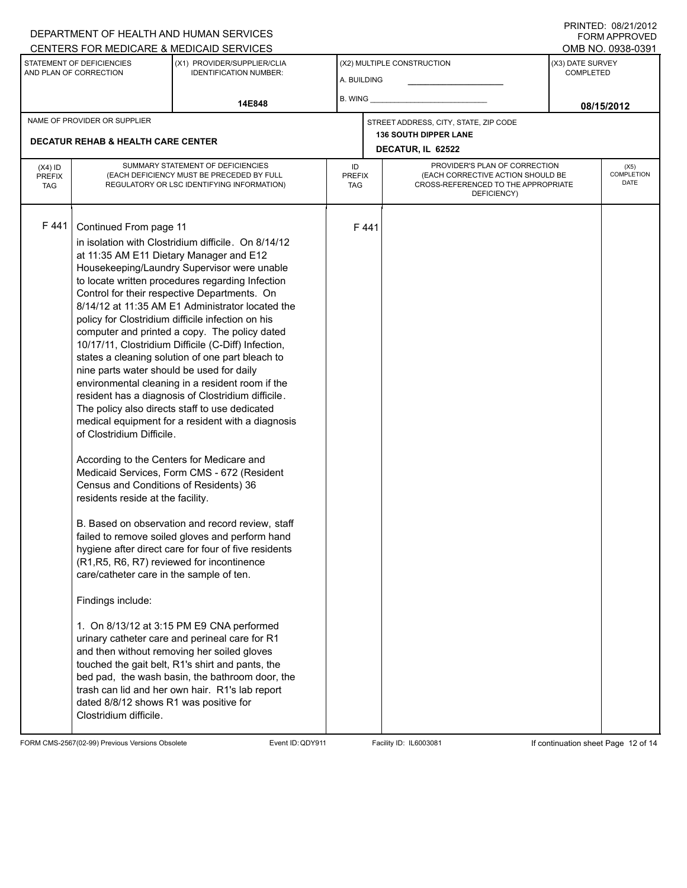DEPARTMENT OF HEALTH AND HUMAN SERVICES
CENTERS FOR MEDICARE & MEDICAID SERVICES

PRINTED: 08/21/2012
FORM APPROVED
OMB NO. 0938-0391

| STATEMENT OF DEFICIENCIES AND PLAN OF CORRECTION | (X1) PROVIDER/SUPPLIER/CLIA IDENTIFICATION NUMBER: | (X2) MULTIPLE CONSTRUCTION | (X3) DATE SURVEY COMPLETED |
|---|---|---|---|
| | 14E848 | A. BUILDING ______ B. WING ______ | 08/15/2012 |

| NAME OF PROVIDER OR SUPPLIER | STREET ADDRESS, CITY, STATE, ZIP CODE |
|---|---|
| DECATUR REHAB & HEALTH CARE CENTER | 136 SOUTH DIPPER LANE DECATUR, IL 62522 |

| (X4) ID PREFIX TAG | SUMMARY STATEMENT OF DEFICIENCIES (EACH DEFICIENCY MUST BE PRECEDED BY FULL REGULATORY OR LSC IDENTIFYING INFORMATION) | ID PREFIX TAG | PROVIDER'S PLAN OF CORRECTION (EACH CORRECTIVE ACTION SHOULD BE CROSS-REFERENCED TO THE APPROPRIATE DEFICIENCY) | (X5) COMPLETION DATE |
|---|---|---|---|---|
| F 441 | Continued From page 11 | F 441 | | |

in isolation with Clostridium difficile. On 8/14/12 at 11:35 AM E11 Dietary Manager and E12 Housekeeping/Laundry Supervisor were unable to locate written procedures regarding Infection Control for their respective Departments. On 8/14/12 at 11:35 AM E1 Administrator located the policy for Clostridium difficile infection on his computer and printed a copy. The policy dated 10/17/11, Clostridium Difficile (C-Diff) Infection, states a cleaning solution of one part bleach to nine parts water should be used for daily environmental cleaning in a resident room if the resident has a diagnosis of Clostridium difficile. The policy also directs staff to use dedicated medical equipment for a resident with a diagnosis of Clostridium Difficile.

According to the Centers for Medicare and Medicaid Services, Form CMS - 672 (Resident Census and Conditions of Residents) 36 residents reside at the facility.

B. Based on observation and record review, staff failed to remove soiled gloves and perform hand hygiene after direct care for four of five residents (R1,R5, R6, R7) reviewed for incontinence care/catheter care in the sample of ten.

Findings include:

1. On 8/13/12 at 3:15 PM E9 CNA performed urinary catheter care and perineal care for R1 and then without removing her soiled gloves touched the gait belt, R1's shirt and pants, the bed pad, the wash basin, the bathroom door, the trash can lid and her own hair. R1's lab report dated 8/8/12 shows R1 was positive for Clostridium difficile.

FORM CMS-2567(02-99) Previous Versions Obsolete | Event ID: QDY911 | Facility ID: IL6003081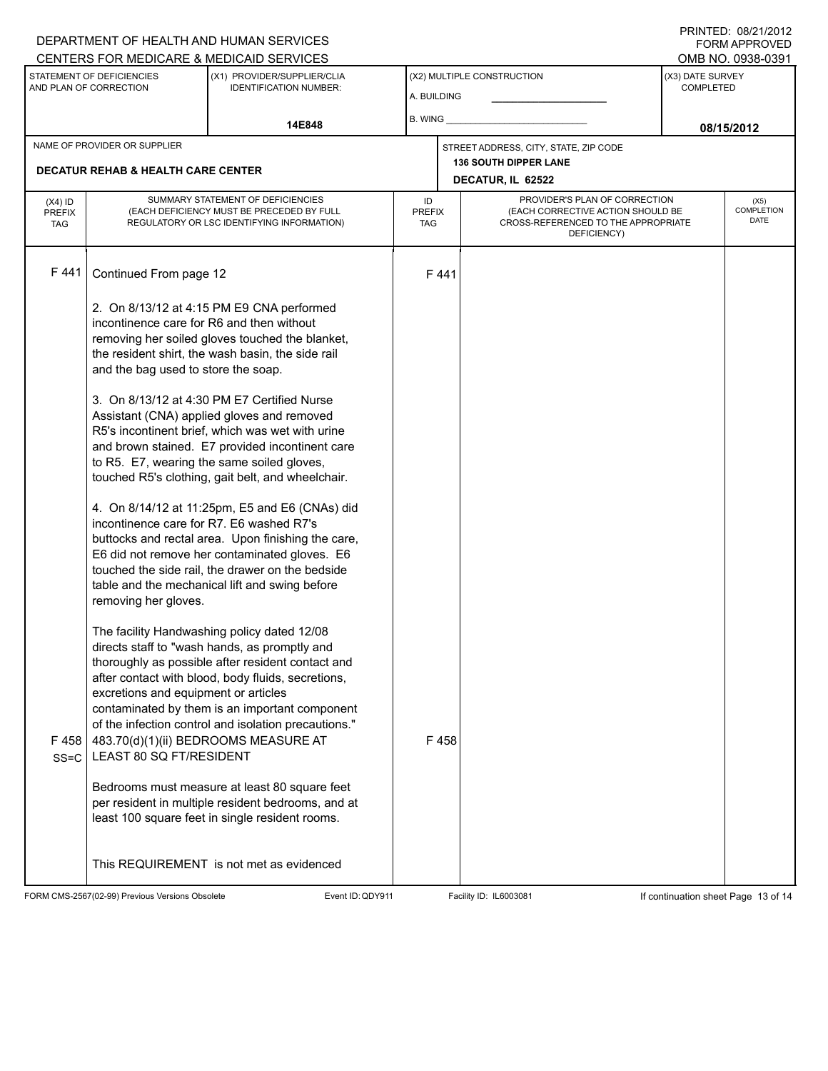DEPARTMENT OF HEALTH AND HUMAN SERVICES
CENTERS FOR MEDICARE & MEDICAID SERVICES

PRINTED: 08/21/2012
FORM APPROVED
OMB NO. 0938-0391

| STATEMENT OF DEFICIENCIES AND PLAN OF CORRECTION | (X1) PROVIDER/SUPPLIER/CLIA IDENTIFICATION NUMBER: | (X2) MULTIPLE CONSTRUCTION | (X3) DATE SURVEY COMPLETED |
|---|---|---|---|
| | 14E848 | A. BUILDING ___ B. WING ___ | 08/15/2012 |

| NAME OF PROVIDER OR SUPPLIER | STREET ADDRESS, CITY, STATE, ZIP CODE |
|---|---|
| DECATUR REHAB & HEALTH CARE CENTER | 136 SOUTH DIPPER LANE, DECATUR, IL 62522 |

| (X4) ID PREFIX TAG | SUMMARY STATEMENT OF DEFICIENCIES (EACH DEFICIENCY MUST BE PRECEDED BY FULL REGULATORY OR LSC IDENTIFYING INFORMATION) | ID PREFIX TAG | PROVIDER'S PLAN OF CORRECTION (EACH CORRECTIVE ACTION SHOULD BE CROSS-REFERENCED TO THE APPROPRIATE DEFICIENCY) | (X5) COMPLETION DATE |
|---|---|---|---|---|
| F 441 | Continued From page 12 | F 441 | | |

2. On 8/13/12 at 4:15 PM E9 CNA performed incontinence care for R6 and then without removing her soiled gloves touched the blanket, the resident shirt, the wash basin, the side rail and the bag used to store the soap.

3. On 8/13/12 at 4:30 PM E7 Certified Nurse Assistant (CNA) applied gloves and removed R5's incontinent brief, which was wet with urine and brown stained. E7 provided incontinent care to R5. E7, wearing the same soiled gloves, touched R5's clothing, gait belt, and wheelchair.

4. On 8/14/12 at 11:25pm, E5 and E6 (CNAs) did incontinence care for R7. E6 washed R7's buttocks and rectal area. Upon finishing the care, E6 did not remove her contaminated gloves. E6 touched the side rail, the drawer on the bedside table and the mechanical lift and swing before removing her gloves.

The facility Handwashing policy dated 12/08 directs staff to "wash hands, as promptly and thoroughly as possible after resident contact and after contact with blood, body fluids, secretions, excretions and equipment or articles contaminated by them is an important component of the infection control and isolation precautions."

| (X4) ID PREFIX TAG | SUMMARY STATEMENT OF DEFICIENCIES | ID PREFIX TAG | PROVIDER'S PLAN OF CORRECTION | (X5) COMPLETION DATE |
|---|---|---|---|---|
| F 458 SS=C | 483.70(d)(1)(ii) BEDROOMS MEASURE AT LEAST 80 SQ FT/RESIDENT | F 458 | | |

Bedrooms must measure at least 80 square feet per resident in multiple resident bedrooms, and at least 100 square feet in single resident rooms.

This REQUIREMENT is not met as evidenced

FORM CMS-2567(02-99) Previous Versions Obsolete Event ID: QDY911 Facility ID: IL6003081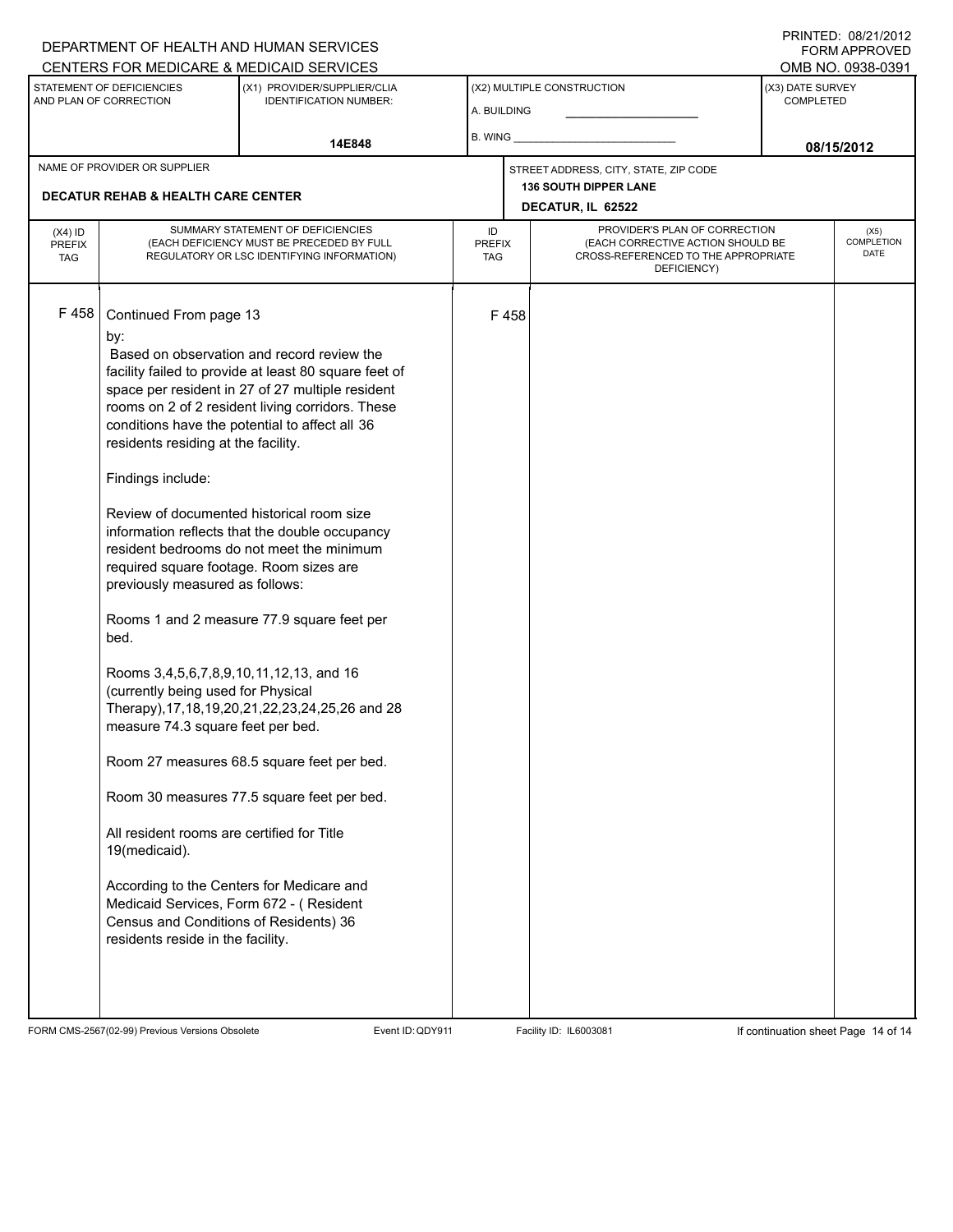DEPARTMENT OF HEALTH AND HUMAN SERVICES
CENTERS FOR MEDICARE & MEDICAID SERVICES

PRINTED: 08/21/2012
FORM APPROVED
OMB NO. 0938-0391

| STATEMENT OF DEFICIENCIES AND PLAN OF CORRECTION | (X1) PROVIDER/SUPPLIER/CLIA IDENTIFICATION NUMBER: | (X2) MULTIPLE CONSTRUCTION | (X3) DATE SURVEY COMPLETED |
|---|---|---|---|
| | 14E848 | A. BUILDING ___ B. WING ___ | 08/15/2012 |

NAME OF PROVIDER OR SUPPLIER: **DECATUR REHAB & HEALTH CARE CENTER**

STREET ADDRESS, CITY, STATE, ZIP CODE: **136 SOUTH DIPPER LANE, DECATUR, IL 62522**

| (X4) ID PREFIX TAG | SUMMARY STATEMENT OF DEFICIENCIES (EACH DEFICIENCY MUST BE PRECEDED BY FULL REGULATORY OR LSC IDENTIFYING INFORMATION) | ID PREFIX TAG | PROVIDER'S PLAN OF CORRECTION (EACH CORRECTIVE ACTION SHOULD BE CROSS-REFERENCED TO THE APPROPRIATE DEFICIENCY) | (X5) COMPLETION DATE |
|---|---|---|---|---|
| F 458 | Continued From page 13 | F 458 | | |

by:

Based on observation and record review the facility failed to provide at least 80 square feet of space per resident in 27 of 27 multiple resident rooms on 2 of 2 resident living corridors. These conditions have the potential to affect all 36 residents residing at the facility.

Findings include:

Review of documented historical room size information reflects that the double occupancy resident bedrooms do not meet the minimum required square footage. Room sizes are previously measured as follows:

Rooms 1 and 2 measure 77.9 square feet per bed.

Rooms 3,4,5,6,7,8,9,10,11,12,13, and 16 (currently being used for Physical Therapy),17,18,19,20,21,22,23,24,25,26 and 28 measure 74.3 square feet per bed.

Room 27 measures 68.5 square feet per bed.

Room 30 measures 77.5 square feet per bed.

All resident rooms are certified for Title 19(medicaid).

According to the Centers for Medicare and Medicaid Services, Form 672 - ( Resident Census and Conditions of Residents) 36 residents reside in the facility.

FORM CMS-2567(02-99) Previous Versions Obsolete | Event ID: QDY911 | Facility ID: IL6003081